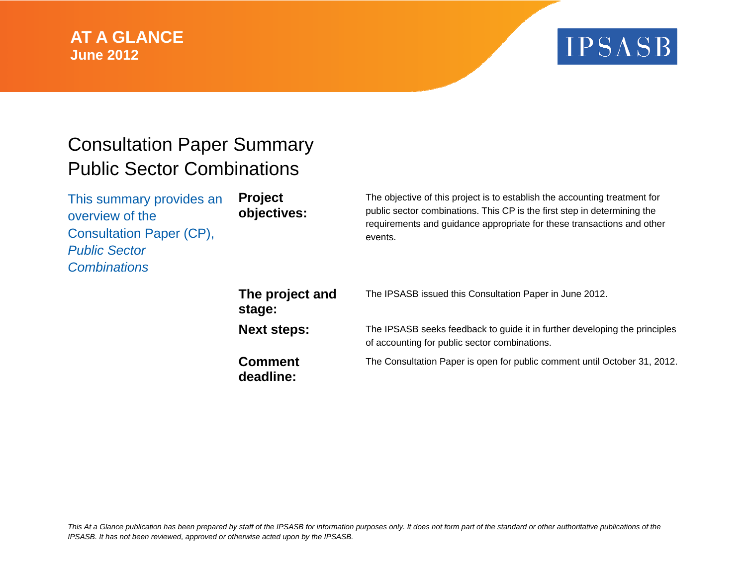**AT A GLANCE**
**June 2012**

IPSASB

# Consultation Paper Summary
# Public Sector Combinations

This summary provides an overview of the Consultation Paper (CP), *Public Sector Combinations*

**Project objectives:** The objective of this project is to establish the accounting treatment for public sector combinations. This CP is the first step in determining the requirements and guidance appropriate for these transactions and other events.

**The project and stage:** The IPSASB issued this Consultation Paper in June 2012.

**Next steps:** The IPSASB seeks feedback to guide it in further developing the principles of accounting for public sector combinations.

**Comment deadline:** The Consultation Paper is open for public comment until October 31, 2012.

*This At a Glance publication has been prepared by staff of the IPSASB for information purposes only. It does not form part of the standard or other authoritative publications of the IPSASB. It has not been reviewed, approved or otherwise acted upon by the IPSASB.*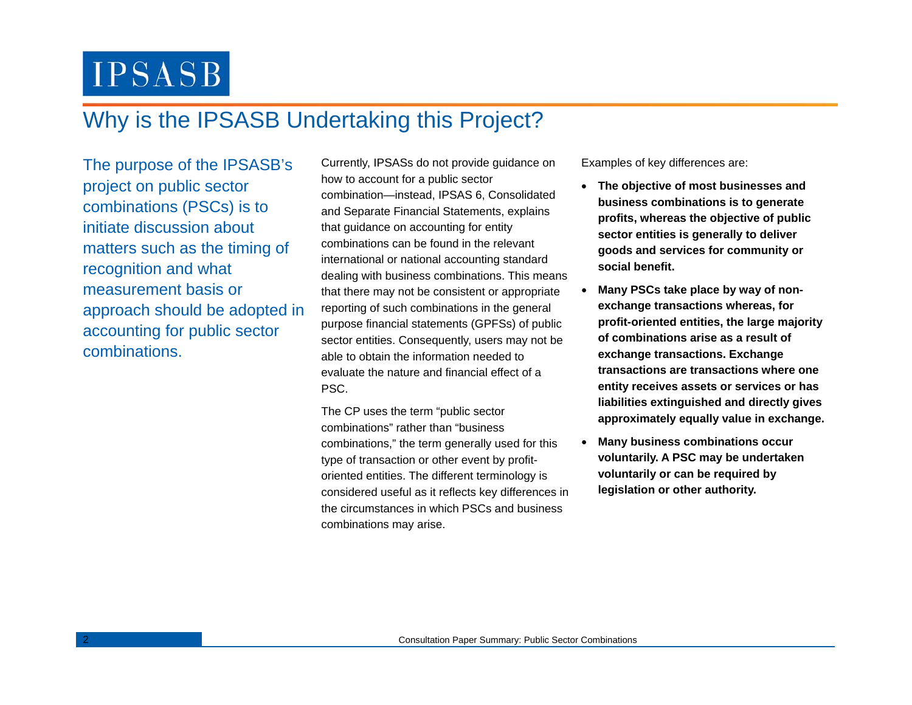# Why is the IPSASB Undertaking this Project?

The purpose of the IPSASB's project on public sector combinations (PSCs) is to initiate discussion about matters such as the timing of recognition and what measurement basis or approach should be adopted in accounting for public sector combinations.

Currently, IPSASs do not provide guidance on how to account for a public sector combination—instead, IPSAS 6, Consolidated and Separate Financial Statements, explains that guidance on accounting for entity combinations can be found in the relevant international or national accounting standard dealing with business combinations. This means that there may not be consistent or appropriate reporting of such combinations in the general purpose financial statements (GPFSs) of public sector entities. Consequently, users may not be able to obtain the information needed to evaluate the nature and financial effect of a PSC.

The CP uses the term "public sector combinations" rather than "business combinations," the term generally used for this type of transaction or other event by profit-oriented entities. The different terminology is considered useful as it reflects key differences in the circumstances in which PSCs and business combinations may arise.

Examples of key differences are:

- **The objective of most businesses and business combinations is to generate profits, whereas the objective of public sector entities is generally to deliver goods and services for community or social benefit.**
- **Many PSCs take place by way of non-exchange transactions whereas, for profit-oriented entities, the large majority of combinations arise as a result of exchange transactions. Exchange transactions are transactions where one entity receives assets or services or has liabilities extinguished and directly gives approximately equally value in exchange.**
- **Many business combinations occur voluntarily. A PSC may be undertaken voluntarily or can be required by legislation or other authority.**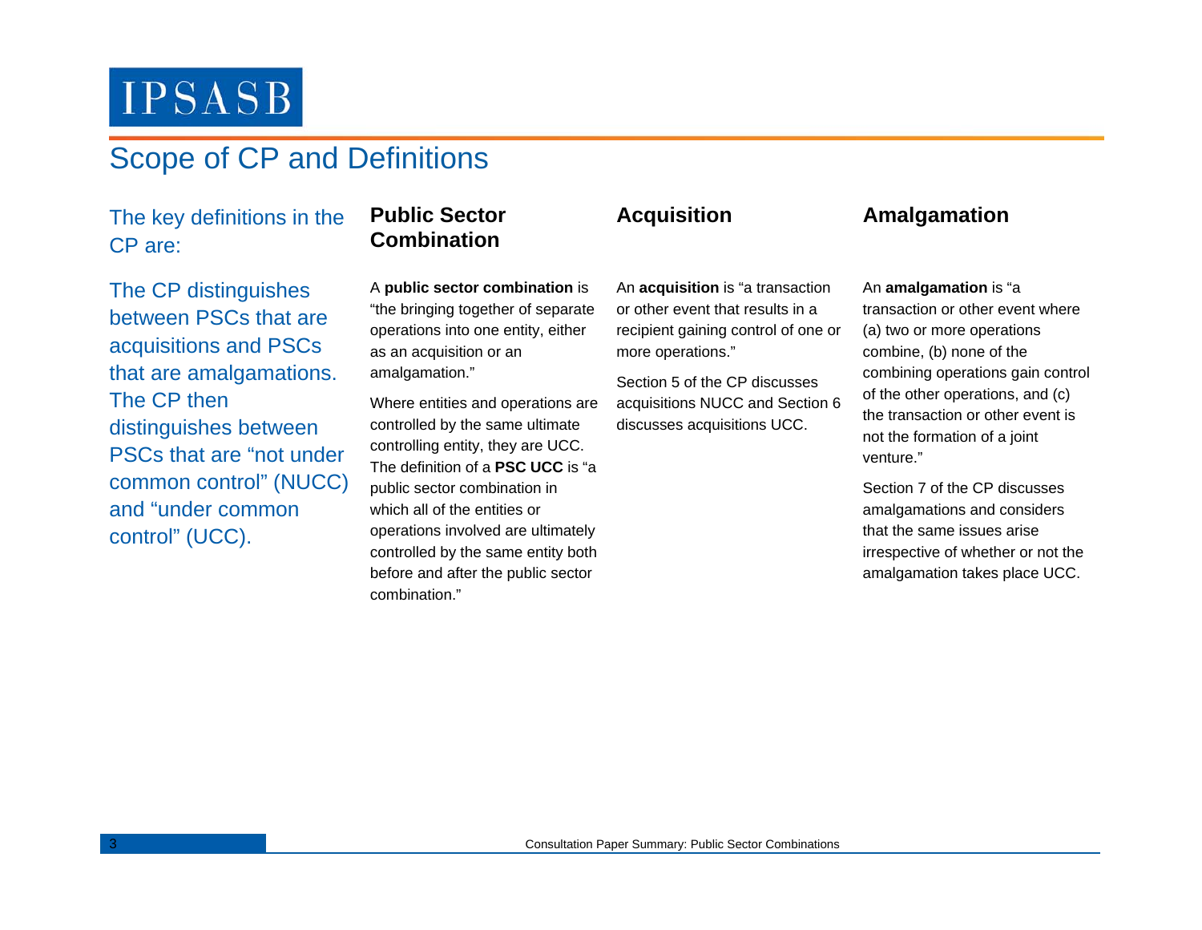IPSASB

# Scope of CP and Definitions

The key definitions in the CP are:

The CP distinguishes between PSCs that are acquisitions and PSCs that are amalgamations. The CP then distinguishes between PSCs that are "not under common control" (NUCC) and "under common control" (UCC).

## Public Sector Combination

A **public sector combination** is "the bringing together of separate operations into one entity, either as an acquisition or an amalgamation."

Where entities and operations are controlled by the same ultimate controlling entity, they are UCC. The definition of a **PSC UCC** is "a public sector combination in which all of the entities or operations involved are ultimately controlled by the same entity both before and after the public sector combination."

## Acquisition

An **acquisition** is "a transaction or other event that results in a recipient gaining control of one or more operations."

Section 5 of the CP discusses acquisitions NUCC and Section 6 discusses acquisitions UCC.

## Amalgamation

An **amalgamation** is "a transaction or other event where (a) two or more operations combine, (b) none of the combining operations gain control of the other operations, and (c) the transaction or other event is not the formation of a joint venture."

Section 7 of the CP discusses amalgamations and considers that the same issues arise irrespective of whether or not the amalgamation takes place UCC.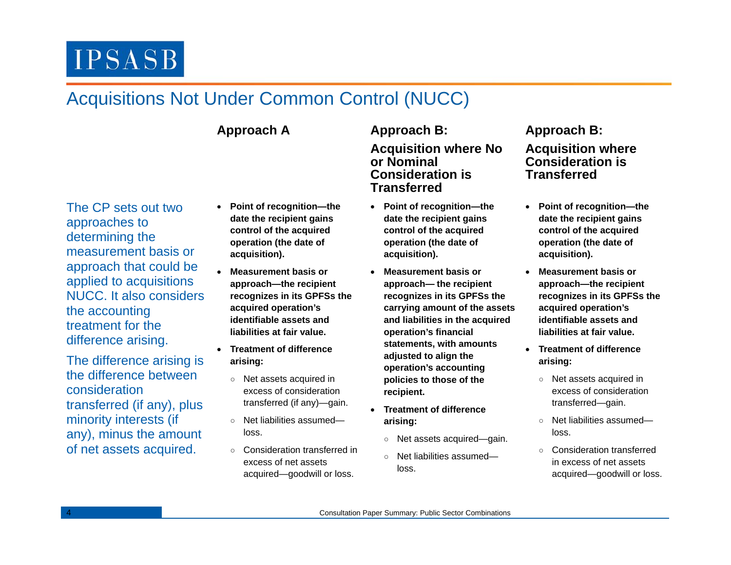# Acquisitions Not Under Common Control (NUCC)

The CP sets out two approaches to determining the measurement basis or approach that could be applied to acquisitions NUCC. It also considers the accounting treatment for the difference arising.

The difference arising is the difference between consideration transferred (if any), plus minority interests (if any), minus the amount of net assets acquired.

## Approach A

- **Point of recognition—the date the recipient gains control of the acquired operation (the date of acquisition).**
- **Measurement basis or approach—the recipient recognizes in its GPFSs the acquired operation's identifiable assets and liabilities at fair value.**
- **Treatment of difference arising:**
  - Net assets acquired in excess of consideration transferred (if any)—gain.
  - Net liabilities assumed—loss.
  - Consideration transferred in excess of net assets acquired—goodwill or loss.

## Approach B: Acquisition where No or Nominal Consideration is Transferred

- **Point of recognition—the date the recipient gains control of the acquired operation (the date of acquisition).**
- **Measurement basis or approach— the recipient recognizes in its GPFSs the carrying amount of the assets and liabilities in the acquired operation's financial statements, with amounts adjusted to align the operation's accounting policies to those of the recipient.**
- **Treatment of difference arising:**
  - Net assets acquired—gain.
  - Net liabilities assumed—loss.

## Approach B: Acquisition where Consideration is Transferred

- **Point of recognition—the date the recipient gains control of the acquired operation (the date of acquisition).**
- **Measurement basis or approach—the recipient recognizes in its GPFSs the acquired operation's identifiable assets and liabilities at fair value.**
- **Treatment of difference arising:**
  - Net assets acquired in excess of consideration transferred—gain.
  - Net liabilities assumed—loss.
  - Consideration transferred in excess of net assets acquired—goodwill or loss.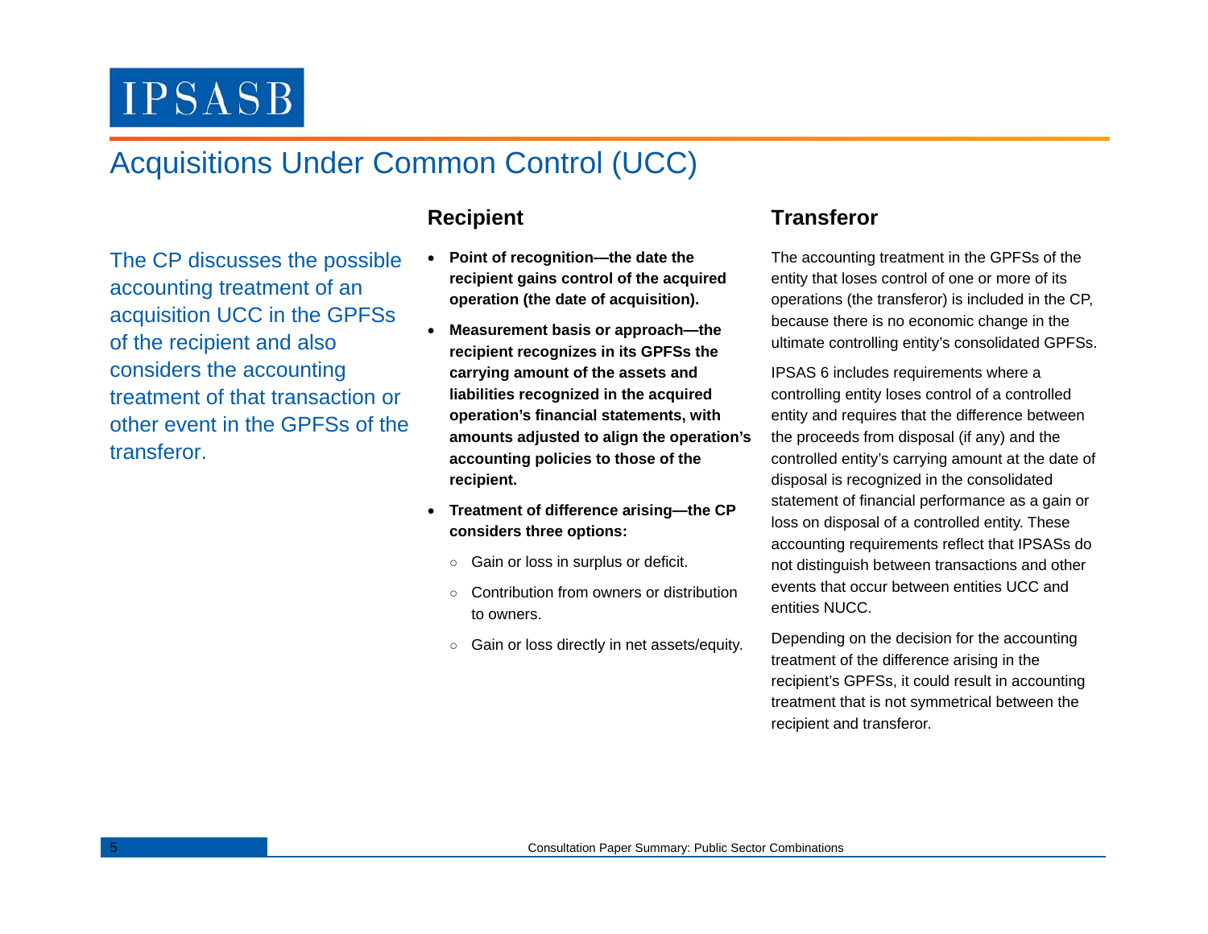IPSASB

# Acquisitions Under Common Control (UCC)

The CP discusses the possible accounting treatment of an acquisition UCC in the GPFSs of the recipient and also considers the accounting treatment of that transaction or other event in the GPFSs of the transferor.

## Recipient

- **Point of recognition—the date the recipient gains control of the acquired operation (the date of acquisition).**
- **Measurement basis or approach—the recipient recognizes in its GPFSs the carrying amount of the assets and liabilities recognized in the acquired operation's financial statements, with amounts adjusted to align the operation's accounting policies to those of the recipient.**
- **Treatment of difference arising—the CP considers three options:**
  - Gain or loss in surplus or deficit.
  - Contribution from owners or distribution to owners.
  - Gain or loss directly in net assets/equity.

## Transferor

The accounting treatment in the GPFSs of the entity that loses control of one or more of its operations (the transferor) is included in the CP, because there is no economic change in the ultimate controlling entity's consolidated GPFSs.

IPSAS 6 includes requirements where a controlling entity loses control of a controlled entity and requires that the difference between the proceeds from disposal (if any) and the controlled entity's carrying amount at the date of disposal is recognized in the consolidated statement of financial performance as a gain or loss on disposal of a controlled entity. These accounting requirements reflect that IPSASs do not distinguish between transactions and other events that occur between entities UCC and entities NUCC.

Depending on the decision for the accounting treatment of the difference arising in the recipient's GPFSs, it could result in accounting treatment that is not symmetrical between the recipient and transferor.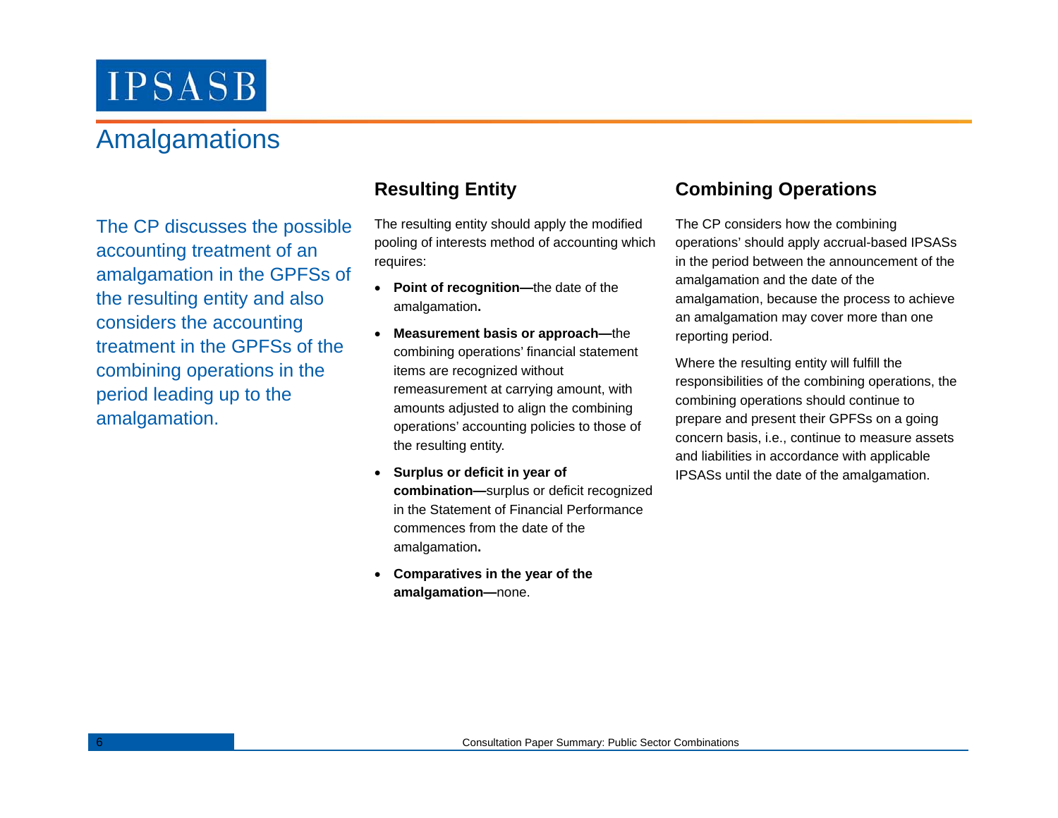# Amalgamations

The CP discusses the possible accounting treatment of an amalgamation in the GPFSs of the resulting entity and also considers the accounting treatment in the GPFSs of the combining operations in the period leading up to the amalgamation.

## Resulting Entity

The resulting entity should apply the modified pooling of interests method of accounting which requires:

- **Point of recognition—**the date of the amalgamation**.**
- **Measurement basis or approach—**the combining operations' financial statement items are recognized without remeasurement at carrying amount, with amounts adjusted to align the combining operations' accounting policies to those of the resulting entity.
- **Surplus or deficit in year of combination—**surplus or deficit recognized in the Statement of Financial Performance commences from the date of the amalgamation**.**
- **Comparatives in the year of the amalgamation—**none.

## Combining Operations

The CP considers how the combining operations' should apply accrual-based IPSASs in the period between the announcement of the amalgamation and the date of the amalgamation, because the process to achieve an amalgamation may cover more than one reporting period.

Where the resulting entity will fulfill the responsibilities of the combining operations, the combining operations should continue to prepare and present their GPFSs on a going concern basis, i.e., continue to measure assets and liabilities in accordance with applicable IPSASs until the date of the amalgamation.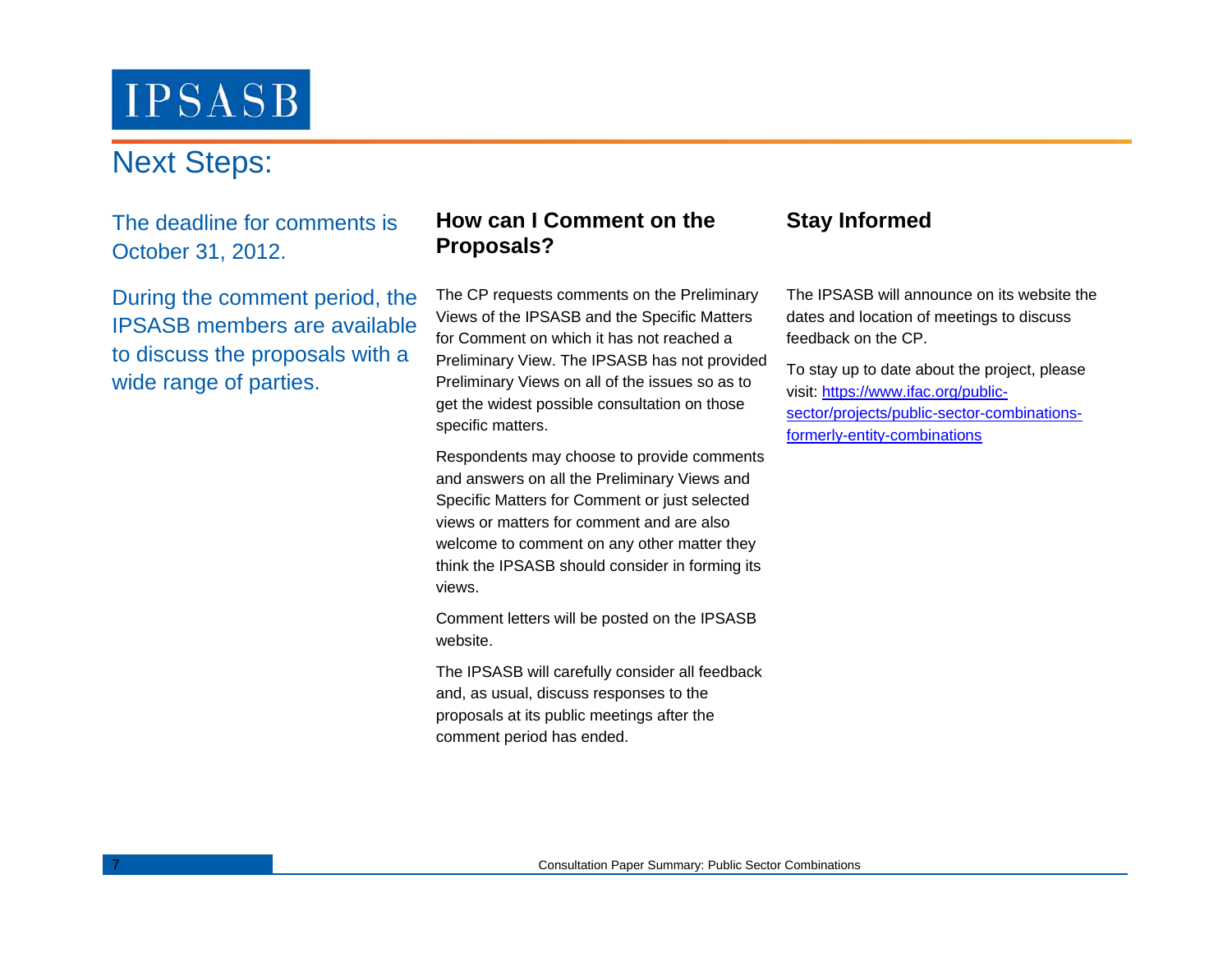IPSASB

# Next Steps:

The deadline for comments is October 31, 2012.

During the comment period, the IPSASB members are available to discuss the proposals with a wide range of parties.

## How can I Comment on the Proposals?

The CP requests comments on the Preliminary Views of the IPSASB and the Specific Matters for Comment on which it has not reached a Preliminary View. The IPSASB has not provided Preliminary Views on all of the issues so as to get the widest possible consultation on those specific matters.

Respondents may choose to provide comments and answers on all the Preliminary Views and Specific Matters for Comment or just selected views or matters for comment and are also welcome to comment on any other matter they think the IPSASB should consider in forming its views.

Comment letters will be posted on the IPSASB website.

The IPSASB will carefully consider all feedback and, as usual, discuss responses to the proposals at its public meetings after the comment period has ended.

## Stay Informed

The IPSASB will announce on its website the dates and location of meetings to discuss feedback on the CP.

To stay up to date about the project, please visit: [https://www.ifac.org/public-sector/projects/public-sector-combinations-formerly-entity-combinations](https://www.ifac.org/public-sector/projects/public-sector-combinations-formerly-entity-combinations)